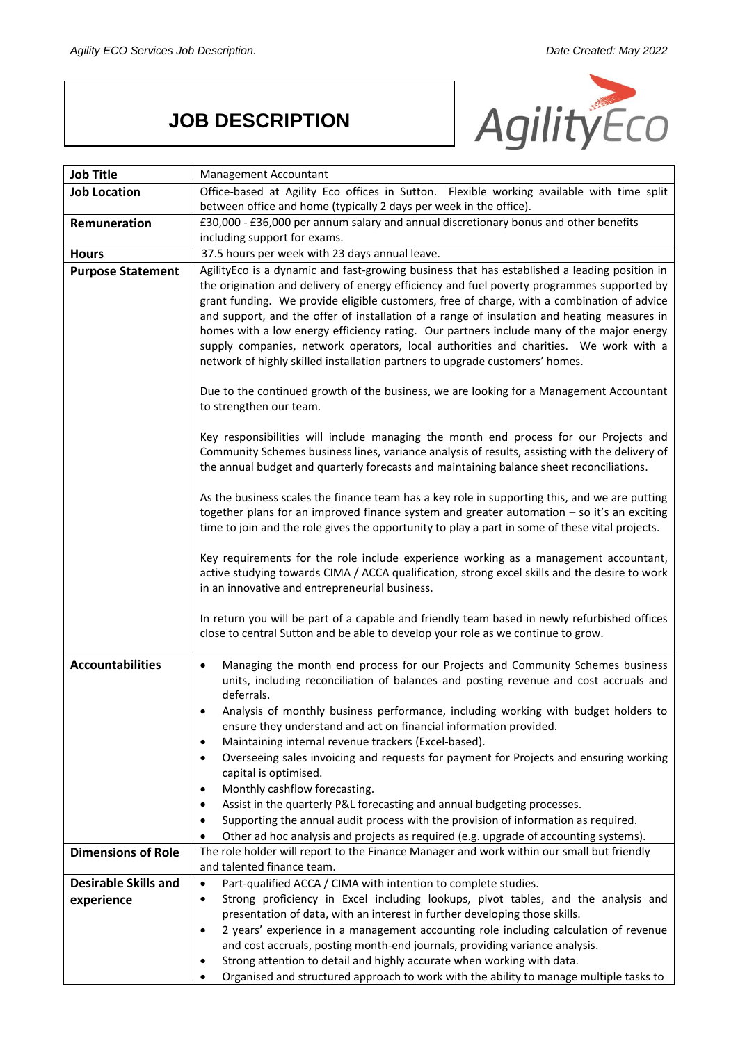# JOB DESCRIPTION

| Job Title | Management Accountant |
| --- | --- |
| **Job Location** | Office-based at Agility Eco offices in Sutton. Flexible working available with time split between office and home (typically 2 days per week in the office). |
| **Remuneration** | £30,000 - £36,000 per annum salary and annual discretionary bonus and other benefits including support for exams. |
| **Hours** | 37.5 hours per week with 23 days annual leave. |
| **Purpose Statement** | AgilityEco is a dynamic and fast-growing business that has established a leading position in the origination and delivery of energy efficiency and fuel poverty programmes supported by grant funding. We provide eligible customers, free of charge, with a combination of advice and support, and the offer of installation of a range of insulation and heating measures in homes with a low energy efficiency rating. Our partners include many of the major energy supply companies, network operators, local authorities and charities. We work with a network of highly skilled installation partners to upgrade customers' homes.<br><br>Due to the continued growth of the business, we are looking for a Management Accountant to strengthen our team.<br><br>Key responsibilities will include managing the month end process for our Projects and Community Schemes business lines, variance analysis of results, assisting with the delivery of the annual budget and quarterly forecasts and maintaining balance sheet reconciliations.<br><br>As the business scales the finance team has a key role in supporting this, and we are putting together plans for an improved finance system and greater automation – so it's an exciting time to join and the role gives the opportunity to play a part in some of these vital projects.<br><br>Key requirements for the role include experience working as a management accountant, active studying towards CIMA / ACCA qualification, strong excel skills and the desire to work in an innovative and entrepreneurial business.<br><br>In return you will be part of a capable and friendly team based in newly refurbished offices close to central Sutton and be able to develop your role as we continue to grow. |
| **Accountabilities** | • Managing the month end process for our Projects and Community Schemes business units, including reconciliation of balances and posting revenue and cost accruals and deferrals.<br>• Analysis of monthly business performance, including working with budget holders to ensure they understand and act on financial information provided.<br>• Maintaining internal revenue trackers (Excel-based).<br>• Overseeing sales invoicing and requests for payment for Projects and ensuring working capital is optimised.<br>• Monthly cashflow forecasting.<br>• Assist in the quarterly P&L forecasting and annual budgeting processes.<br>• Supporting the annual audit process with the provision of information as required.<br>• Other ad hoc analysis and projects as required (e.g. upgrade of accounting systems). |
| **Dimensions of Role** | The role holder will report to the Finance Manager and work within our small but friendly and talented finance team. |
| **Desirable Skills and experience** | • Part-qualified ACCA / CIMA with intention to complete studies.<br>• Strong proficiency in Excel including lookups, pivot tables, and the analysis and presentation of data, with an interest in further developing those skills.<br>• 2 years' experience in a management accounting role including calculation of revenue and cost accruals, posting month-end journals, providing variance analysis.<br>• Strong attention to detail and highly accurate when working with data.<br>• Organised and structured approach to work with the ability to manage multiple tasks to |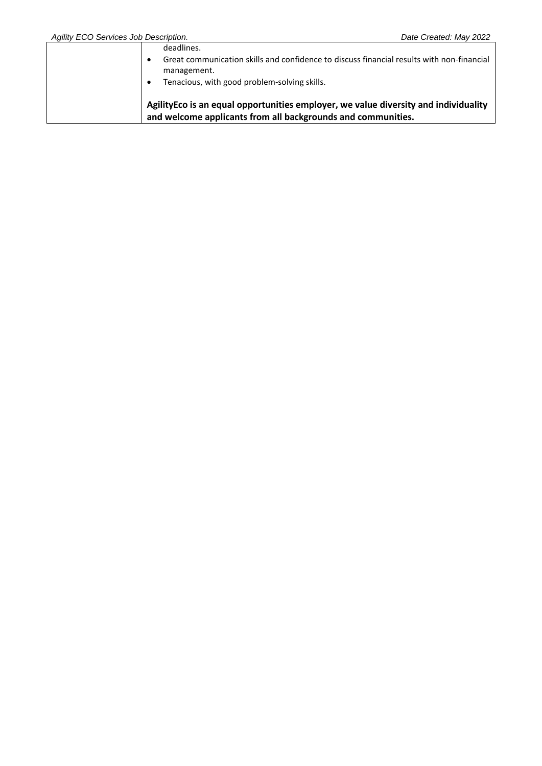| | |
|---|---|
| | deadlines.<br>• Great communication skills and confidence to discuss financial results with non-financial management.<br>• Tenacious, with good problem-solving skills.<br><br>**AgilityEco is an equal opportunities employer, we value diversity and individuality and welcome applicants from all backgrounds and communities.** |